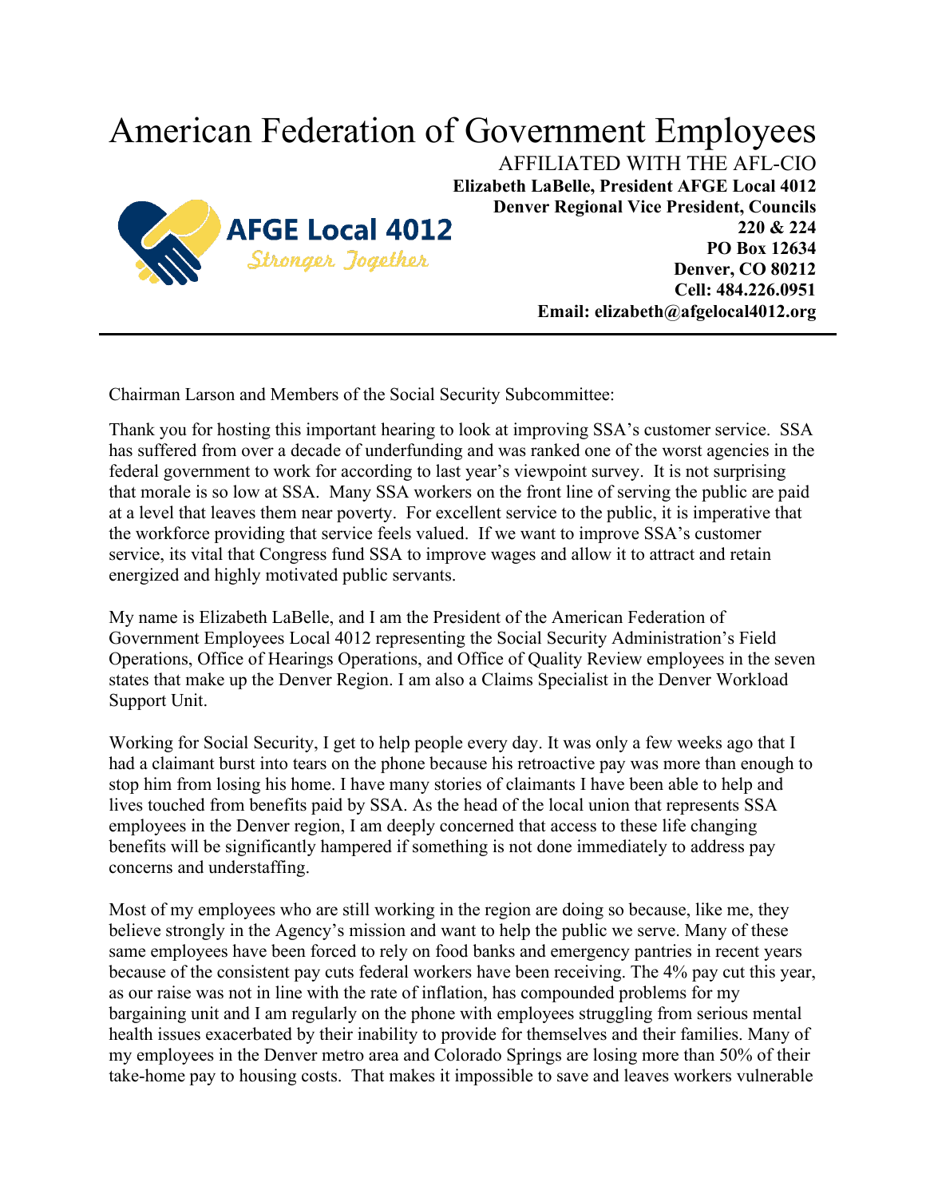# American Federation of Government Employees

AFFILIATED WITH THE AFL-CIO
**Elizabeth LaBelle, President AFGE Local 4012**
**Denver Regional Vice President, Councils 220 & 224**
**PO Box 12634**
**Denver, CO 80212**
**Cell: 484.226.0951**
**Email: elizabeth@afgelocal4012.org**

AFGE Local 4012
*Stronger Together*

---

Chairman Larson and Members of the Social Security Subcommittee:

Thank you for hosting this important hearing to look at improving SSA's customer service. SSA has suffered from over a decade of underfunding and was ranked one of the worst agencies in the federal government to work for according to last year's viewpoint survey. It is not surprising that morale is so low at SSA. Many SSA workers on the front line of serving the public are paid at a level that leaves them near poverty. For excellent service to the public, it is imperative that the workforce providing that service feels valued. If we want to improve SSA's customer service, its vital that Congress fund SSA to improve wages and allow it to attract and retain energized and highly motivated public servants.

My name is Elizabeth LaBelle, and I am the President of the American Federation of Government Employees Local 4012 representing the Social Security Administration's Field Operations, Office of Hearings Operations, and Office of Quality Review employees in the seven states that make up the Denver Region. I am also a Claims Specialist in the Denver Workload Support Unit.

Working for Social Security, I get to help people every day. It was only a few weeks ago that I had a claimant burst into tears on the phone because his retroactive pay was more than enough to stop him from losing his home. I have many stories of claimants I have been able to help and lives touched from benefits paid by SSA. As the head of the local union that represents SSA employees in the Denver region, I am deeply concerned that access to these life changing benefits will be significantly hampered if something is not done immediately to address pay concerns and understaffing.

Most of my employees who are still working in the region are doing so because, like me, they believe strongly in the Agency's mission and want to help the public we serve. Many of these same employees have been forced to rely on food banks and emergency pantries in recent years because of the consistent pay cuts federal workers have been receiving. The 4% pay cut this year, as our raise was not in line with the rate of inflation, has compounded problems for my bargaining unit and I am regularly on the phone with employees struggling from serious mental health issues exacerbated by their inability to provide for themselves and their families. Many of my employees in the Denver metro area and Colorado Springs are losing more than 50% of their take-home pay to housing costs. That makes it impossible to save and leaves workers vulnerable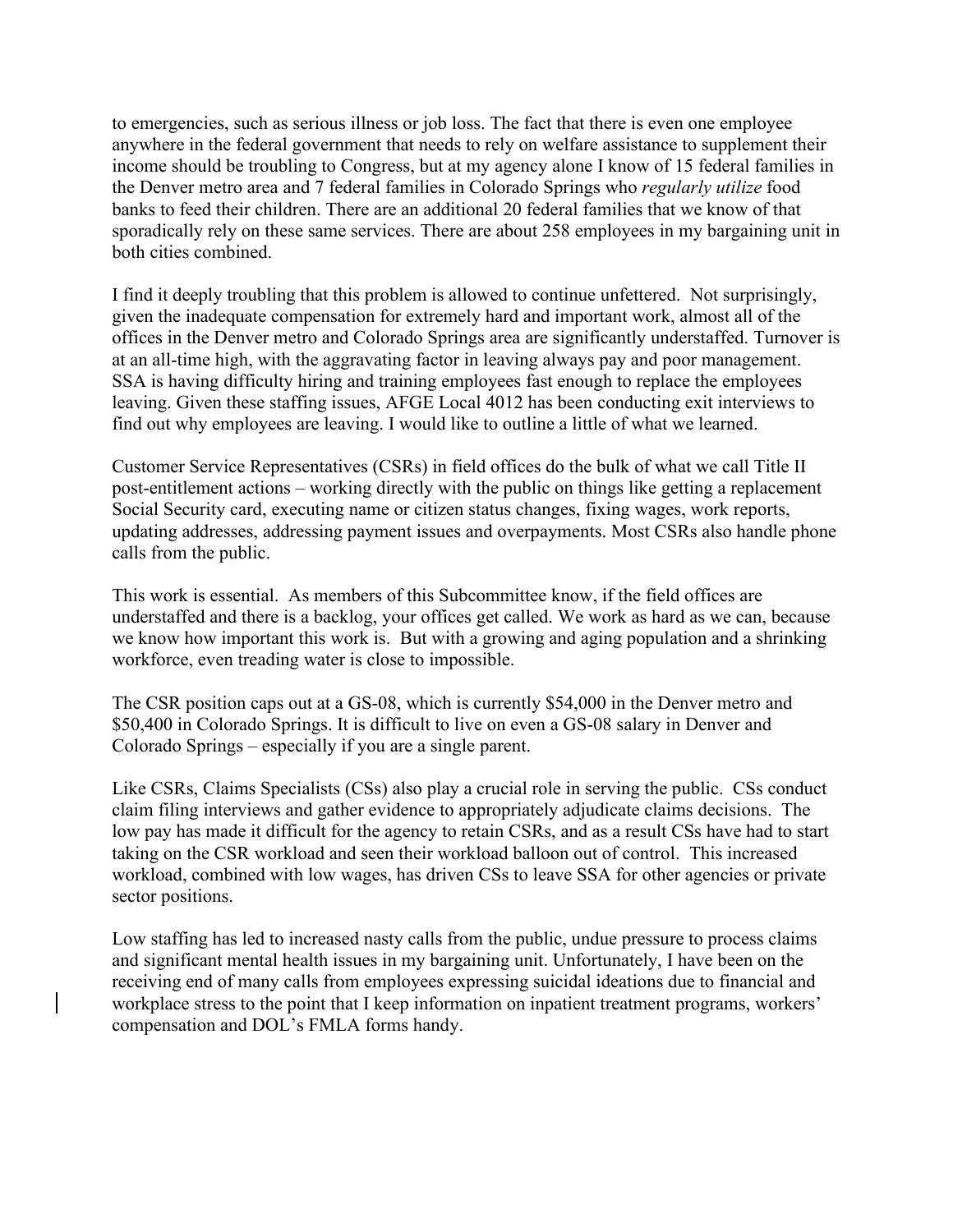to emergencies, such as serious illness or job loss. The fact that there is even one employee anywhere in the federal government that needs to rely on welfare assistance to supplement their income should be troubling to Congress, but at my agency alone I know of 15 federal families in the Denver metro area and 7 federal families in Colorado Springs who *regularly utilize* food banks to feed their children. There are an additional 20 federal families that we know of that sporadically rely on these same services. There are about 258 employees in my bargaining unit in both cities combined.

I find it deeply troubling that this problem is allowed to continue unfettered. Not surprisingly, given the inadequate compensation for extremely hard and important work, almost all of the offices in the Denver metro and Colorado Springs area are significantly understaffed. Turnover is at an all-time high, with the aggravating factor in leaving always pay and poor management. SSA is having difficulty hiring and training employees fast enough to replace the employees leaving. Given these staffing issues, AFGE Local 4012 has been conducting exit interviews to find out why employees are leaving. I would like to outline a little of what we learned.

Customer Service Representatives (CSRs) in field offices do the bulk of what we call Title II post-entitlement actions – working directly with the public on things like getting a replacement Social Security card, executing name or citizen status changes, fixing wages, work reports, updating addresses, addressing payment issues and overpayments. Most CSRs also handle phone calls from the public.

This work is essential. As members of this Subcommittee know, if the field offices are understaffed and there is a backlog, your offices get called. We work as hard as we can, because we know how important this work is. But with a growing and aging population and a shrinking workforce, even treading water is close to impossible.

The CSR position caps out at a GS-08, which is currently $54,000 in the Denver metro and $50,400 in Colorado Springs. It is difficult to live on even a GS-08 salary in Denver and Colorado Springs – especially if you are a single parent.

Like CSRs, Claims Specialists (CSs) also play a crucial role in serving the public. CSs conduct claim filing interviews and gather evidence to appropriately adjudicate claims decisions. The low pay has made it difficult for the agency to retain CSRs, and as a result CSs have had to start taking on the CSR workload and seen their workload balloon out of control. This increased workload, combined with low wages, has driven CSs to leave SSA for other agencies or private sector positions.

Low staffing has led to increased nasty calls from the public, undue pressure to process claims and significant mental health issues in my bargaining unit. Unfortunately, I have been on the receiving end of many calls from employees expressing suicidal ideations due to financial and workplace stress to the point that I keep information on inpatient treatment programs, workers' compensation and DOL's FMLA forms handy.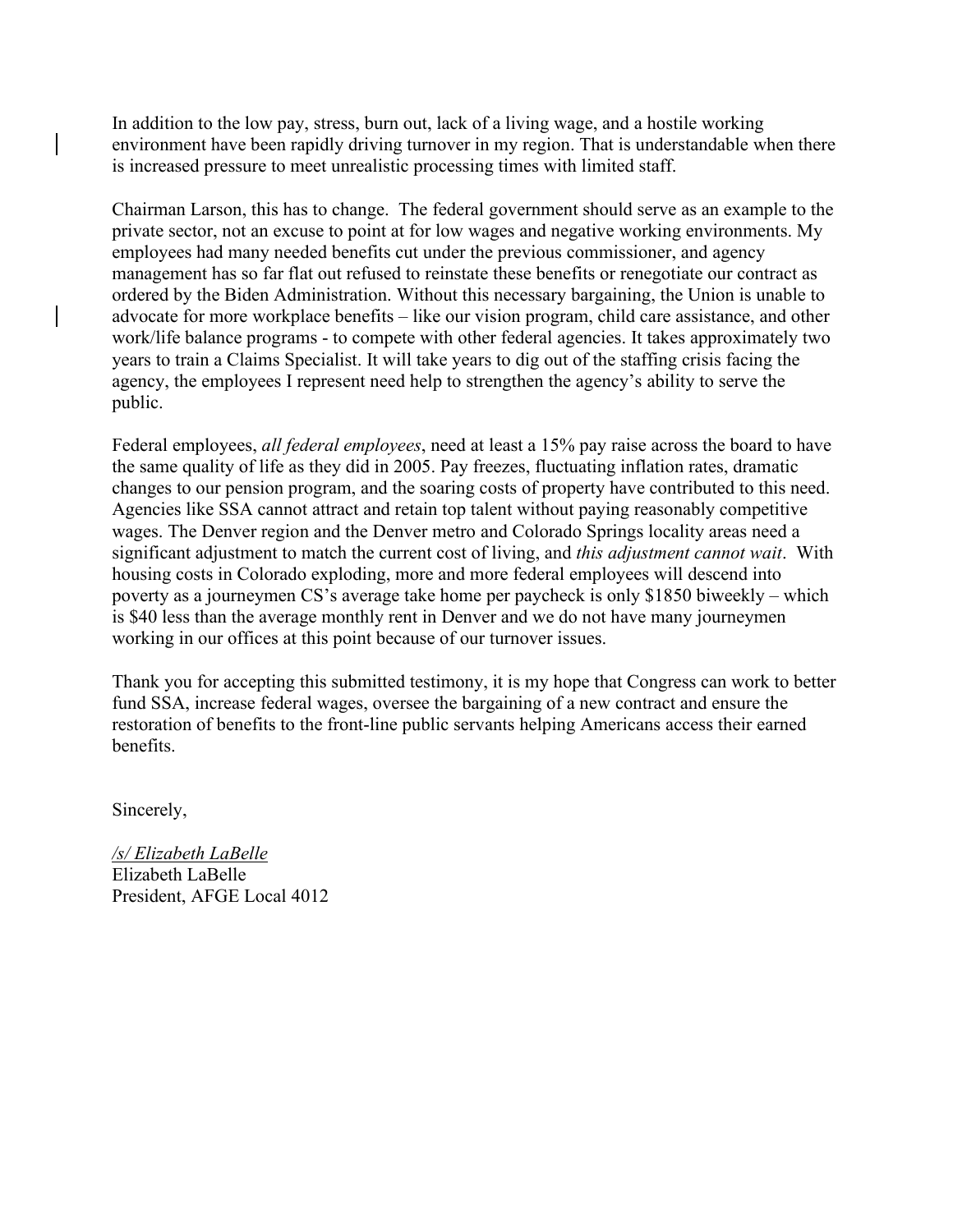In addition to the low pay, stress, burn out, lack of a living wage, and a hostile working environment have been rapidly driving turnover in my region. That is understandable when there is increased pressure to meet unrealistic processing times with limited staff.

Chairman Larson, this has to change. The federal government should serve as an example to the private sector, not an excuse to point at for low wages and negative working environments. My employees had many needed benefits cut under the previous commissioner, and agency management has so far flat out refused to reinstate these benefits or renegotiate our contract as ordered by the Biden Administration. Without this necessary bargaining, the Union is unable to advocate for more workplace benefits – like our vision program, child care assistance, and other work/life balance programs - to compete with other federal agencies. It takes approximately two years to train a Claims Specialist. It will take years to dig out of the staffing crisis facing the agency, the employees I represent need help to strengthen the agency's ability to serve the public.

Federal employees, *all federal employees*, need at least a 15% pay raise across the board to have the same quality of life as they did in 2005. Pay freezes, fluctuating inflation rates, dramatic changes to our pension program, and the soaring costs of property have contributed to this need. Agencies like SSA cannot attract and retain top talent without paying reasonably competitive wages. The Denver region and the Denver metro and Colorado Springs locality areas need a significant adjustment to match the current cost of living, and *this adjustment cannot wait*. With housing costs in Colorado exploding, more and more federal employees will descend into poverty as a journeymen CS's average take home per paycheck is only $1850 biweekly – which is $40 less than the average monthly rent in Denver and we do not have many journeymen working in our offices at this point because of our turnover issues.

Thank you for accepting this submitted testimony, it is my hope that Congress can work to better fund SSA, increase federal wages, oversee the bargaining of a new contract and ensure the restoration of benefits to the front-line public servants helping Americans access their earned benefits.

Sincerely,

*/s/ Elizabeth LaBelle*
Elizabeth LaBelle
President, AFGE Local 4012